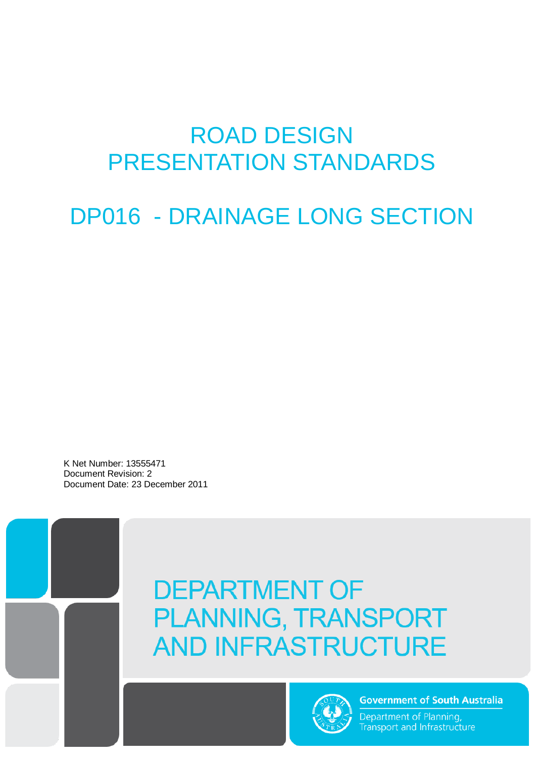# ROAD DESIGN PRESENTATION STANDARDS

# DP016 - DRAINAGE LONG SECTION

K Net Number: 13555471
Document Revision: 2
Document Date: 23 December 2011

DEPARTMENT OF PLANNING, TRANSPORT AND INFRASTRUCTURE

Government of South Australia
Department of Planning, Transport and Infrastructure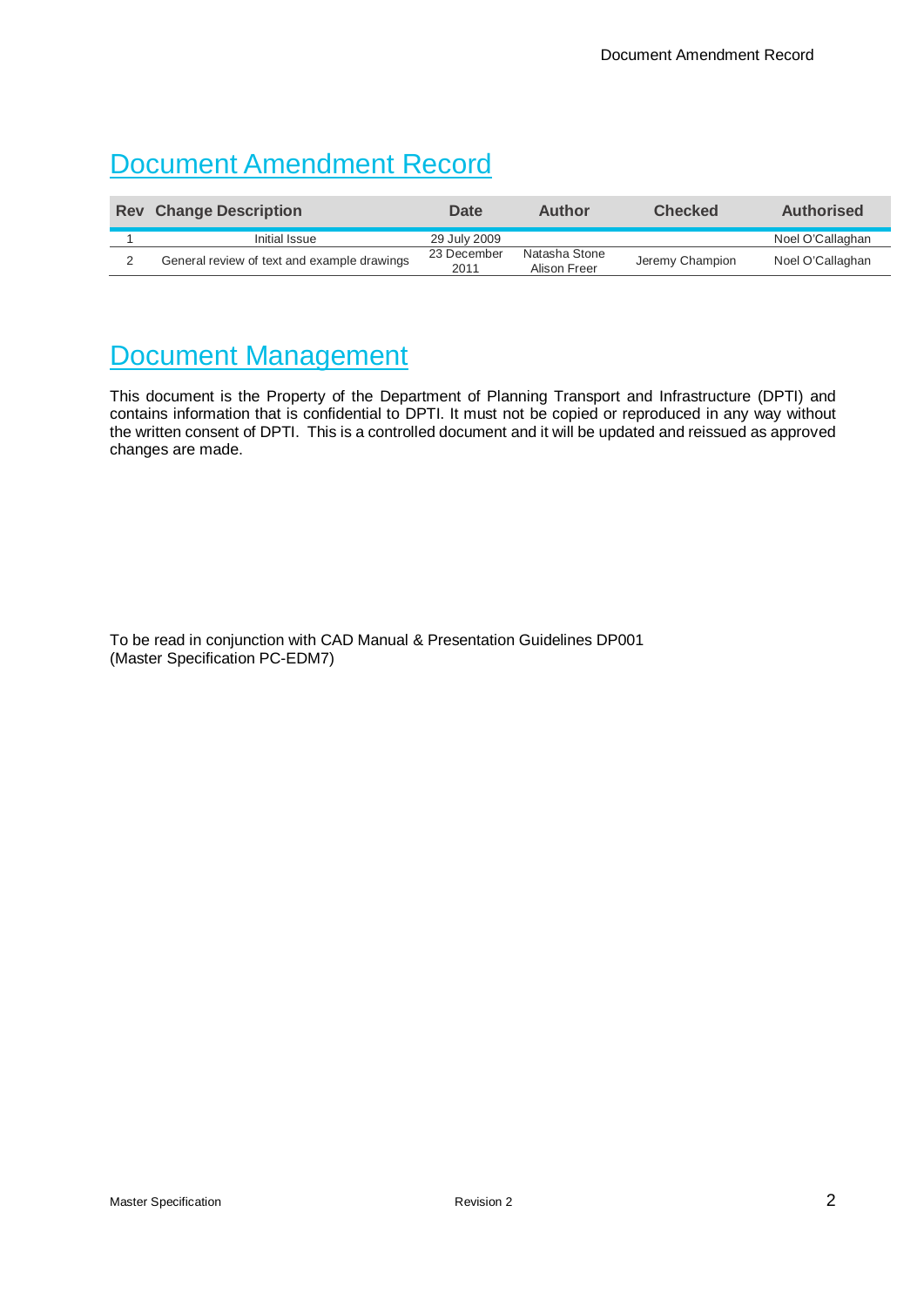# Document Amendment Record

| Rev | Change Description | Date | Author | Checked | Authorised |
|---|---|---|---|---|---|
| 1 | Initial Issue | 29 July 2009 | | | Noel O'Callaghan |
| 2 | General review of text and example drawings | 23 December 2011 | Natasha Stone Alison Freer | Jeremy Champion | Noel O'Callaghan |

# Document Management

This document is the Property of the Department of Planning Transport and Infrastructure (DPTI) and contains information that is confidential to DPTI. It must not be copied or reproduced in any way without the written consent of DPTI. This is a controlled document and it will be updated and reissued as approved changes are made.

To be read in conjunction with CAD Manual & Presentation Guidelines DP001
(Master Specification PC-EDM7)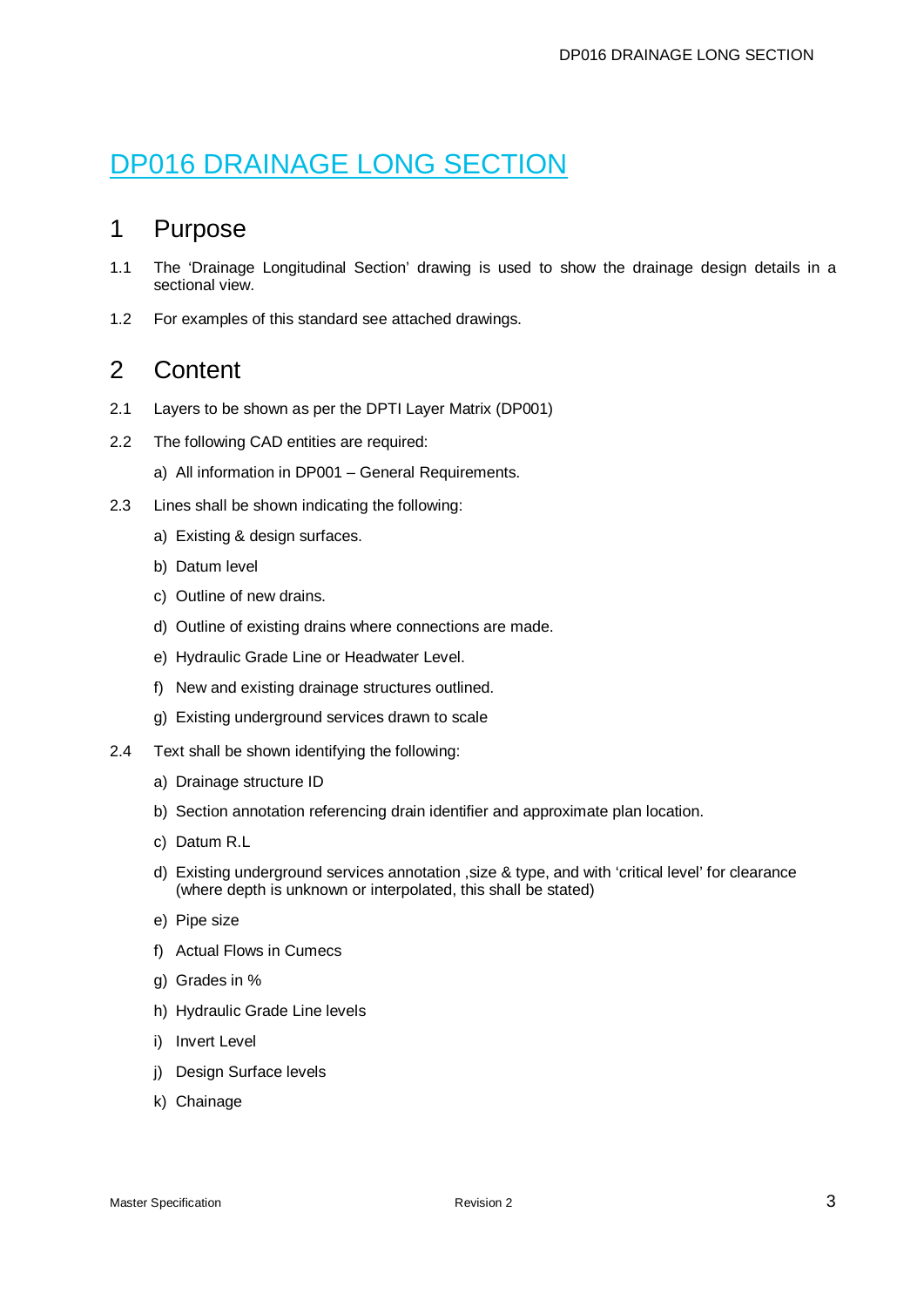# DP016 DRAINAGE LONG SECTION

## 1 Purpose

1.1 The 'Drainage Longitudinal Section' drawing is used to show the drainage design details in a sectional view.

1.2 For examples of this standard see attached drawings.

## 2 Content

2.1 Layers to be shown as per the DPTI Layer Matrix (DP001)

2.2 The following CAD entities are required:

a) All information in DP001 – General Requirements.

2.3 Lines shall be shown indicating the following:

a) Existing & design surfaces.

b) Datum level

c) Outline of new drains.

d) Outline of existing drains where connections are made.

e) Hydraulic Grade Line or Headwater Level.

f) New and existing drainage structures outlined.

g) Existing underground services drawn to scale

2.4 Text shall be shown identifying the following:

a) Drainage structure ID

b) Section annotation referencing drain identifier and approximate plan location.

c) Datum R.L

d) Existing underground services annotation ,size & type, and with 'critical level' for clearance (where depth is unknown or interpolated, this shall be stated)

e) Pipe size

f) Actual Flows in Cumecs

g) Grades in %

h) Hydraulic Grade Line levels

i) Invert Level

j) Design Surface levels

k) Chainage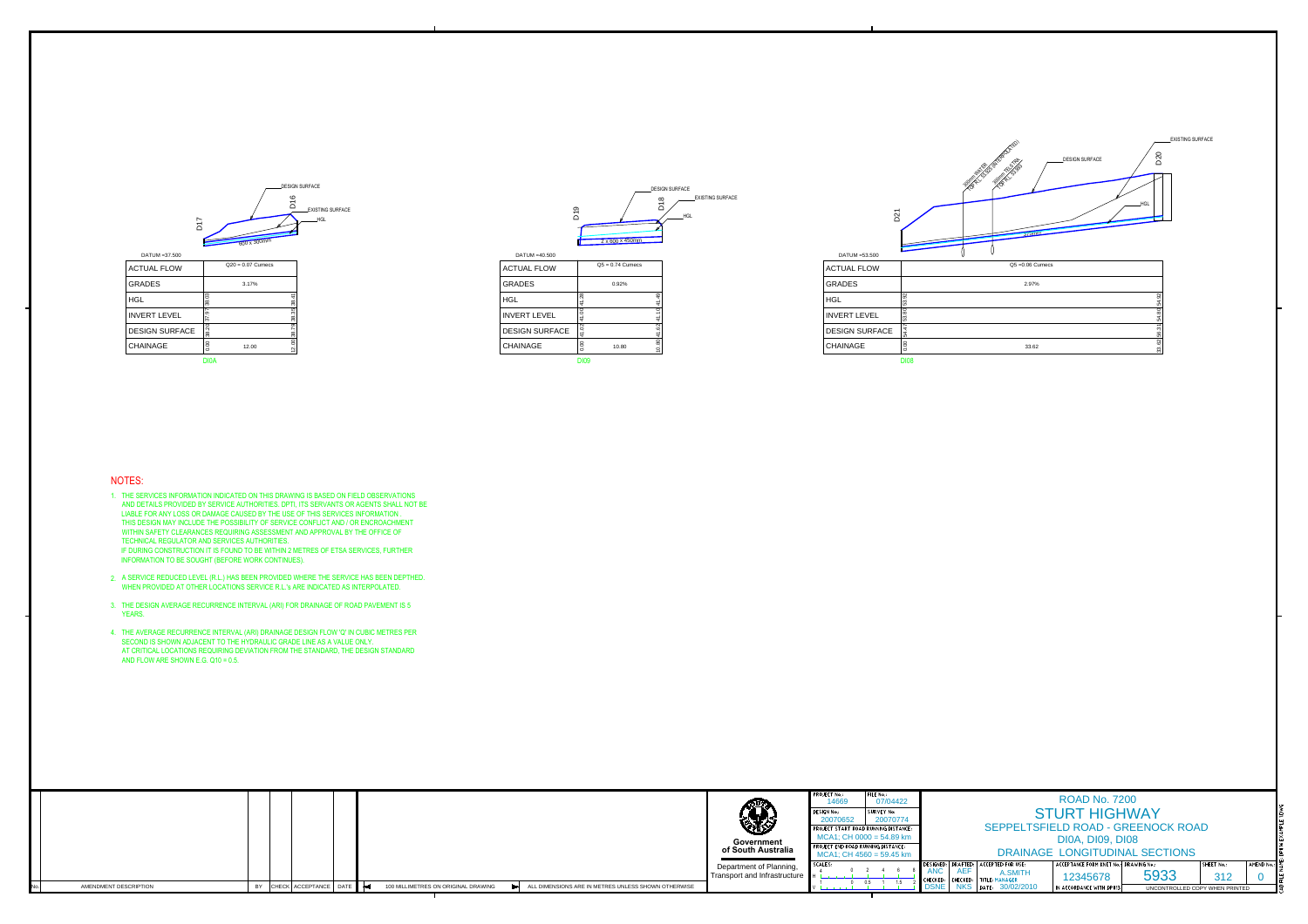DESIGN SURFACE

D16

D17

EXISTING SURFACE

HGL

600 x 300mm

DATUM =37.500

| | | |
|---|---|---|
| ACTUAL FLOW | Q20 = 0.07 Cumecs | |
| GRADES | 3.17% | |
| HGL | 38.03 | 38.41 |
| INVERT LEVEL | 37.97 | 38.35 |
| DESIGN SURFACE | 38.24 | 38.79 |
| CHAINAGE | 0.00 | 12.00 |

DI0A

DESIGN SURFACE

EXISTING SURFACE

D19

D18

HGL

2 x 600 x 450mm

DATUM =40.500

| | | |
|---|---|---|
| ACTUAL FLOW | Q5 = 0.74 Cumecs | |
| GRADES | 0.92% | |
| HGL | 41.28 | 41.49 |
| INVERT LEVEL | 41.01 | 41.10 |
| DESIGN SURFACE | 41.02 | 41.62 |
| CHAINAGE | 0.00 | 10.80 |

DI09

EXISTING SURFACE

DESIGN SURFACE

D20

D21

HGL

300mm WATER TOP R.L. 53.355 (INTERPOLATED)

300mm TELSTRA TOP R.L. 53.869

375mm

DATUM =53.500

| | | |
|---|---|---|
| ACTUAL FLOW | Q5 =0.06 Cumecs | |
| GRADES | 2.97% | |
| HGL | 53.92 | 54.92 |
| INVERT LEVEL | 53.80 | 54.80 |
| DESIGN SURFACE | 54.47 | 56.31 |
| CHAINAGE | 0.00 | 33.62 |

DI08

NOTES:

1. THE SERVICES INFORMATION INDICATED ON THIS DRAWING IS BASED ON FIELD OBSERVATIONS AND DETAILS PROVIDED BY SERVICE AUTHORITIES. DPTI, ITS SERVANTS OR AGENTS SHALL NOT BE LIABLE FOR ANY LOSS OR DAMAGE CAUSED BY THE USE OF THIS SERVICES INFORMATION. THIS DESIGN MAY INCLUDE THE POSSIBILITY OF SERVICE CONFLICT AND / OR ENCROACHMENT WITHIN SAFETY CLEARANCES REQUIRING ASSESSMENT AND APPROVAL BY THE OFFICE OF TECHNICAL REGULATOR AND SERVICES AUTHORITIES. IF DURING CONSTRUCTION IT IS FOUND TO BE WITHIN 2 METRES OF ETSA SERVICES, FURTHER INFORMATION TO BE SOUGHT (BEFORE WORK CONTINUES).
2. A SERVICE REDUCED LEVEL (R.L.) HAS BEEN PROVIDED WHERE THE SERVICE HAS BEEN DEPTHED. WHEN PROVIDED AT OTHER LOCATIONS SERVICE R.L.'s ARE INDICATED AS INTERPOLATED.
3. THE DESIGN AVERAGE RECURRENCE INTERVAL (ARI) FOR DRAINAGE OF ROAD PAVEMENT IS 5 YEARS.
4. THE AVERAGE RECURRENCE INTERVAL (ARI) DRAINAGE DESIGN FLOW 'Q' IN CUBIC METRES PER SECOND IS SHOWN ADJACENT TO THE HYDRAULIC GRADE LINE AS A VALUE ONLY. AT CRITICAL LOCATIONS REQUIRING DEVIATION FROM THE STANDARD, THE DESIGN STANDARD AND FLOW ARE SHOWN E.G. Q10 = 0.5.

| No. | AMENDMENT DESCRIPTION | BY | CHECK | ACCEPTANCE | DATE |
|---|---|---|---|---|---|
| | | | | | |

100 MILLIMETRES ON ORIGINAL DRAWING

ALL DIMENSIONS ARE IN METRES UNLESS SHOWN OTHERWISE

Government of South Australia

Department of Planning, Transport and Infrastructure

PROJECT No.: 14669

FILE No.: 07/04422

DESIGN No.: 20070652

SURVEY No.: 20070774

PROJECT START ROAD RUNNING DISTANCE: MCA1; CH 0000 = 54.89 km

PROJECT END ROAD RUNNING DISTANCE: MCA1; CH 4560 = 59.45 km

SCALES: H 0 2 4 6 8 ; V 0 0.5 1 1.5 2

DESIGNED: ANC

DRAFTED: AEF

CHECKED: DSNE

CHECKED: NKS

ACCEPTED FOR USE: A.SMITH

TITLE: MANAGER

DATE: 30/02/2010

ACCEPTANCE FORM (INCT No.): 12345678

IN ACCORDANCE WITH DPTI

ROAD No. 7200

STURT HIGHWAY

SEPPELTSFIELD ROAD - GREENOCK ROAD

DI0A, DI09, DI08

DRAINAGE LONGITUDINAL SECTIONS

DRAWING No.: 5933

SHEET No.: 312

AMEND No.: 0

UNCONTROLLED COPY WHEN PRINTED

CAD FILE NAME: DPTI EXAMPLE.DWG